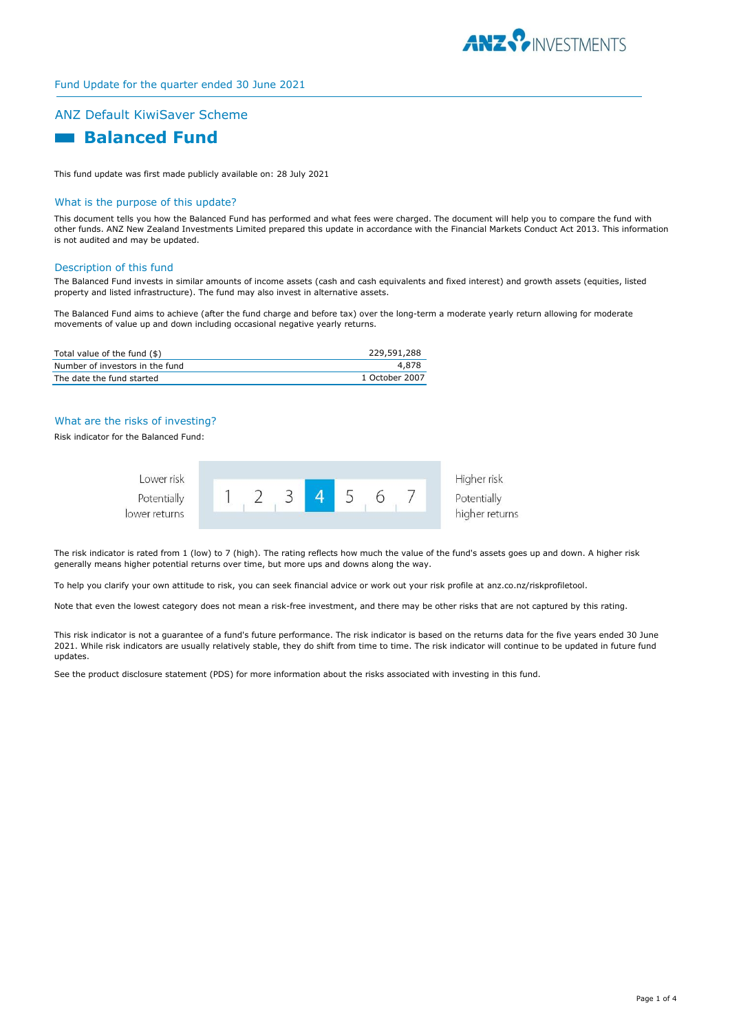Fund Update for the quarter ended 30 June 2021

## ANZ Default KiwiSaver Scheme

# Balanced Fund

This fund update was first made publicly available on: 28 July 2021

## What is the purpose of this update?

This document tells you how the Balanced Fund has performed and what fees were charged. The document will help you to compare the fund with other funds. ANZ New Zealand Investments Limited prepared this update in accordance with the Financial Markets Conduct Act 2013. This information is not audited and may be updated.

## Description of this fund

The Balanced Fund invests in similar amounts of income assets (cash and cash equivalents and fixed interest) and growth assets (equities, listed property and listed infrastructure). The fund may also invest in alternative assets.

The Balanced Fund aims to achieve (after the fund charge and before tax) over the long-term a moderate yearly return allowing for moderate movements of value up and down including occasional negative yearly returns.

| | |
|---|---|
| Total value of the fund ($) | 229,591,288 |
| Number of investors in the fund | 4,878 |
| The date the fund started | 1 October 2007 |

## What are the risks of investing?

Risk indicator for the Balanced Fund:

Lower risk
Potentially lower returns

1 2 3 **4** 5 6 7

Higher risk
Potentially higher returns

The risk indicator is rated from 1 (low) to 7 (high). The rating reflects how much the value of the fund's assets goes up and down. A higher risk generally means higher potential returns over time, but more ups and downs along the way.

To help you clarify your own attitude to risk, you can seek financial advice or work out your risk profile at anz.co.nz/riskprofiletool.

Note that even the lowest category does not mean a risk-free investment, and there may be other risks that are not captured by this rating.

This risk indicator is not a guarantee of a fund's future performance. The risk indicator is based on the returns data for the five years ended 30 June 2021. While risk indicators are usually relatively stable, they do shift from time to time. The risk indicator will continue to be updated in future fund updates.

See the product disclosure statement (PDS) for more information about the risks associated with investing in this fund.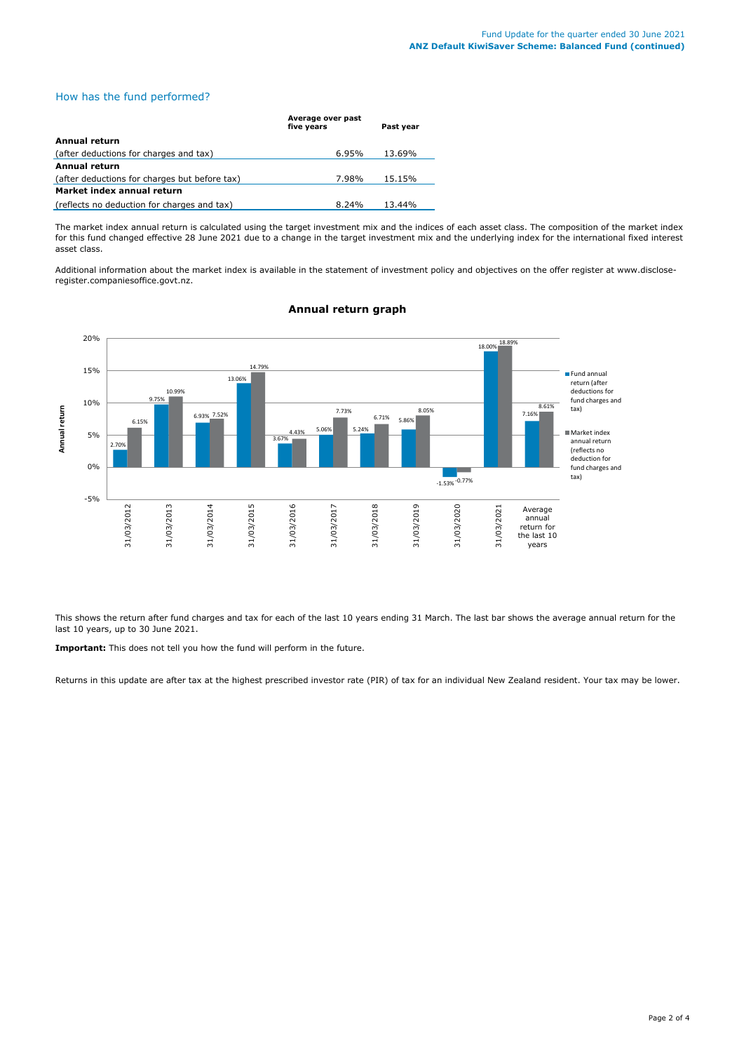## How has the fund performed?

| | Average over past five years | Past year |
|---|---|---|
| **Annual return** | | |
| (after deductions for charges and tax) | 6.95% | 13.69% |
| **Annual return** | | |
| (after deductions for charges but before tax) | 7.98% | 15.15% |
| **Market index annual return** | | |
| (reflects no deduction for charges and tax) | 8.24% | 13.44% |

The market index annual return is calculated using the target investment mix and the indices of each asset class. The composition of the market index for this fund changed effective 28 June 2021 due to a change in the target investment mix and the underlying index for the international fixed interest asset class.

Additional information about the market index is available in the statement of investment policy and objectives on the offer register at www.disclose-register.companiesoffice.govt.nz.

**Annual return graph**

Annual return

20%
15%
10%
5%
0%
-5%

31/03/2012: 2.70% 6.15%
31/03/2013: 9.75% 10.99%
31/03/2014: 6.93% 7.52%
31/03/2015: 13.06% 14.79%
31/03/2016: 3.67% 4.43%
31/03/2017: 5.06% 7.73%
31/03/2018: 5.24% 6.71%
31/03/2019: 5.86% 8.05%
31/03/2020: -1.53% -0.77%
31/03/2021: 18.00% 18.89%
Average annual return for the last 10 years: 7.16% 8.61%

Fund annual return (after deductions for fund charges and tax)

Market index annual return (reflects no deduction for fund charges and tax)

This shows the return after fund charges and tax for each of the last 10 years ending 31 March. The last bar shows the average annual return for the last 10 years, up to 30 June 2021.

**Important:** This does not tell you how the fund will perform in the future.

Returns in this update are after tax at the highest prescribed investor rate (PIR) of tax for an individual New Zealand resident. Your tax may be lower.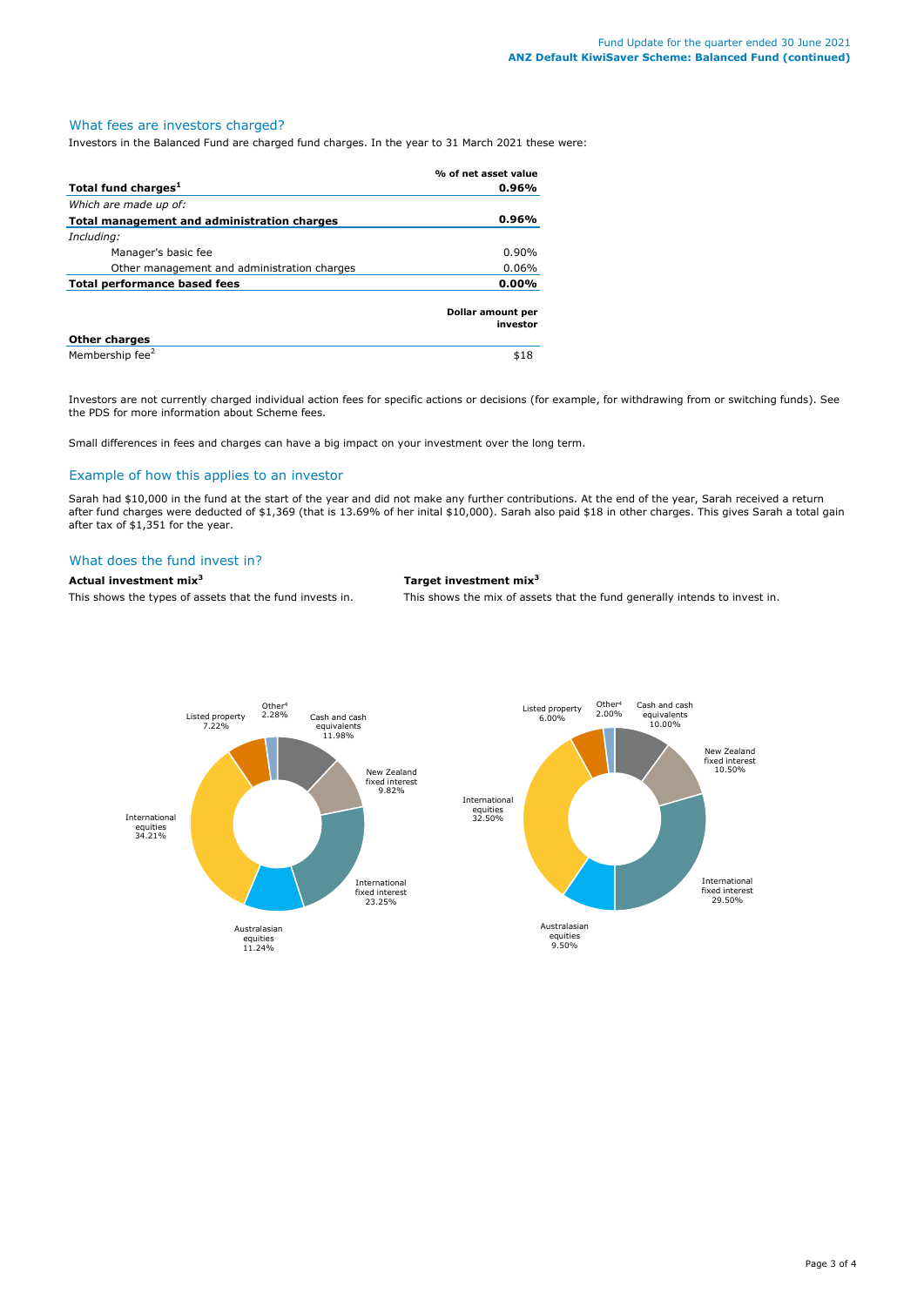## What fees are investors charged?

Investors in the Balanced Fund are charged fund charges. In the year to 31 March 2021 these were:

| | % of net asset value |
|---|---|
| **Total fund charges[1]** | **0.96%** |
| *Which are made up of:* | |
| **Total management and administration charges** | **0.96%** |
| *Including:* | |
| Manager's basic fee | 0.90% |
| Other management and administration charges | 0.06% |
| **Total performance based fees** | **0.00%** |
| | **Dollar amount per investor** |
| **Other charges** | |
| Membership fee[2] | $18 |

Investors are not currently charged individual action fees for specific actions or decisions (for example, for withdrawing from or switching funds). See the PDS for more information about Scheme fees.

Small differences in fees and charges can have a big impact on your investment over the long term.

## Example of how this applies to an investor

Sarah had $10,000 in the fund at the start of the year and did not make any further contributions. At the end of the year, Sarah received a return after fund charges were deducted of $1,369 (that is 13.69% of her inital $10,000). Sarah also paid $18 in other charges. This gives Sarah a total gain after tax of $1,351 for the year.

## What does the fund invest in?

**Actual investment mix[3]**

This shows the types of assets that the fund invests in.

Cash and cash equivalents 11.98%
New Zealand fixed interest 9.82%
International fixed interest 23.25%
Australasian equities 11.24%
International equities 34.21%
Listed property 7.22%
Other[4] 2.28%

**Target investment mix[3]**

This shows the mix of assets that the fund generally intends to invest in.

Cash and cash equivalents 10.00%
New Zealand fixed interest 10.50%
International fixed interest 29.50%
Australasian equities 9.50%
International equities 32.50%
Listed property 6.00%
Other[4] 2.00%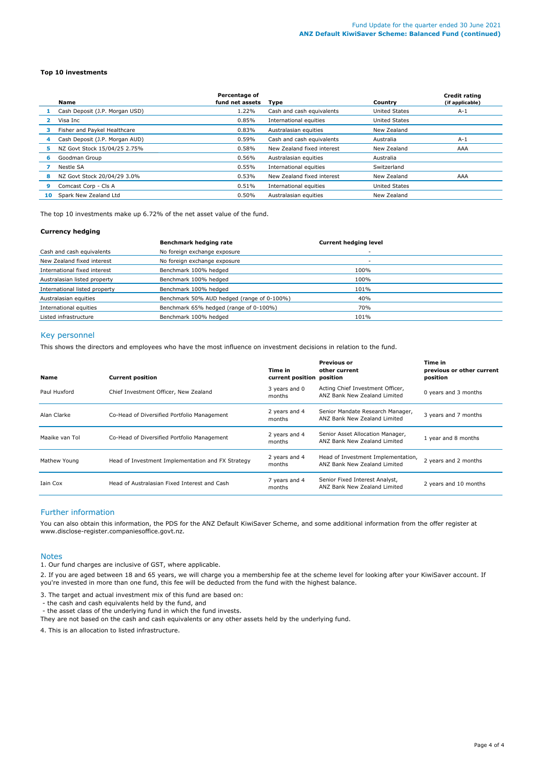### Top 10 investments

| | Name | Percentage of fund net assets | Type | Country | Credit rating (if applicable) |
|---|---|---|---|---|---|
| 1 | Cash Deposit (J.P. Morgan USD) | 1.22% | Cash and cash equivalents | United States | A-1 |
| 2 | Visa Inc | 0.85% | International equities | United States | |
| 3 | Fisher and Paykel Healthcare | 0.83% | Australasian equities | New Zealand | |
| 4 | Cash Deposit (J.P. Morgan AUD) | 0.59% | Cash and cash equivalents | Australia | A-1 |
| 5 | NZ Govt Stock 15/04/25 2.75% | 0.58% | New Zealand fixed interest | New Zealand | AAA |
| 6 | Goodman Group | 0.56% | Australasian equities | Australia | |
| 7 | Nestle SA | 0.55% | International equities | Switzerland | |
| 8 | NZ Govt Stock 20/04/29 3.0% | 0.53% | New Zealand fixed interest | New Zealand | AAA |
| 9 | Comcast Corp - Cls A | 0.51% | International equities | United States | |
| 10 | Spark New Zealand Ltd | 0.50% | Australasian equities | New Zealand | |

The top 10 investments make up 6.72% of the net asset value of the fund.

### Currency hedging

| | Benchmark hedging rate | Current hedging level |
|---|---|---|
| Cash and cash equivalents | No foreign exchange exposure | - |
| New Zealand fixed interest | No foreign exchange exposure | - |
| International fixed interest | Benchmark 100% hedged | 100% |
| Australasian listed property | Benchmark 100% hedged | 100% |
| International listed property | Benchmark 100% hedged | 101% |
| Australasian equities | Benchmark 50% AUD hedged (range of 0-100%) | 40% |
| International equities | Benchmark 65% hedged (range of 0-100%) | 70% |
| Listed infrastructure | Benchmark 100% hedged | 101% |

## Key personnel

This shows the directors and employees who have the most influence on investment decisions in relation to the fund.

| Name | Current position | Time in current position | Previous or other current position | Time in previous or other current position |
|---|---|---|---|---|
| Paul Huxford | Chief Investment Officer, New Zealand | 3 years and 0 months | Acting Chief Investment Officer, ANZ Bank New Zealand Limited | 0 years and 3 months |
| Alan Clarke | Co-Head of Diversified Portfolio Management | 2 years and 4 months | Senior Mandate Research Manager, ANZ Bank New Zealand Limited | 3 years and 7 months |
| Maaike van Tol | Co-Head of Diversified Portfolio Management | 2 years and 4 months | Senior Asset Allocation Manager, ANZ Bank New Zealand Limited | 1 year and 8 months |
| Mathew Young | Head of Investment Implementation and FX Strategy | 2 years and 4 months | Head of Investment Implementation, ANZ Bank New Zealand Limited | 2 years and 2 months |
| Iain Cox | Head of Australasian Fixed Interest and Cash | 7 years and 4 months | Senior Fixed Interest Analyst, ANZ Bank New Zealand Limited | 2 years and 10 months |

## Further information

You can also obtain this information, the PDS for the ANZ Default KiwiSaver Scheme, and some additional information from the offer register at www.disclose-register.companiesoffice.govt.nz.

## Notes

1. Our fund charges are inclusive of GST, where applicable.

2. If you are aged between 18 and 65 years, we will charge you a membership fee at the scheme level for looking after your KiwiSaver account. If you're invested in more than one fund, this fee will be deducted from the fund with the highest balance.

3. The target and actual investment mix of this fund are based on:
 - the cash and cash equivalents held by the fund, and
 - the asset class of the underlying fund in which the fund invests.

They are not based on the cash and cash equivalents or any other assets held by the underlying fund.

4. This is an allocation to listed infrastructure.